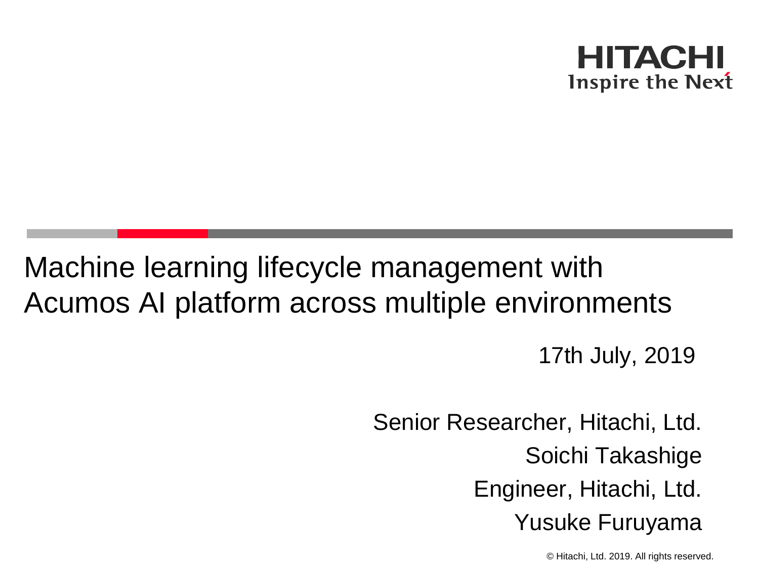HITACHI
Inspire the Next

# Machine learning lifecycle management with Acumos AI platform across multiple environments

17th July, 2019

Senior Researcher, Hitachi, Ltd.
Soichi Takashige
Engineer, Hitachi, Ltd.
Yusuke Furuyama

© Hitachi, Ltd. 2019. All rights reserved.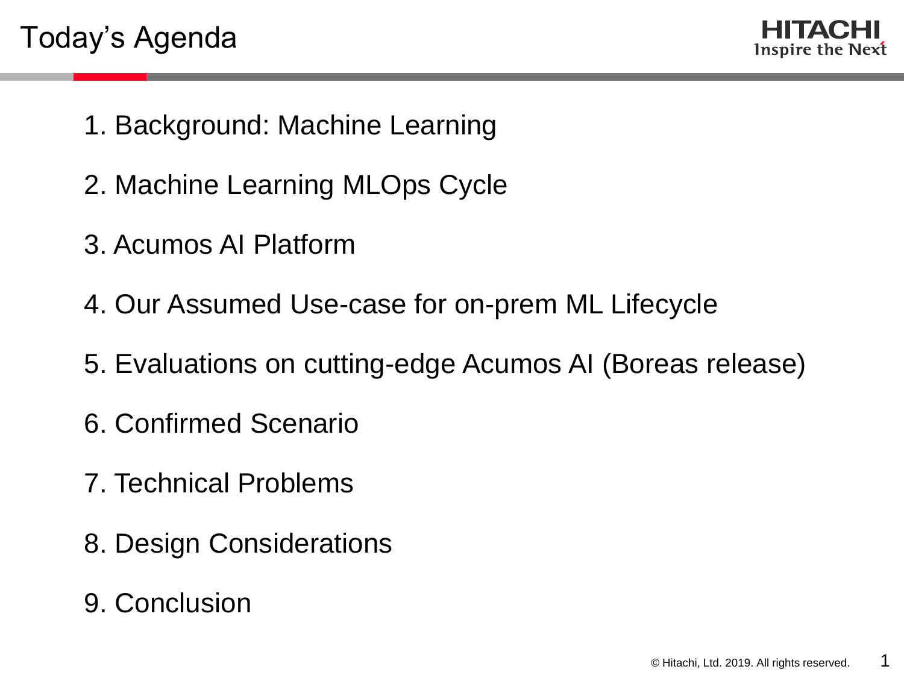# Today's Agenda

1. Background: Machine Learning
2. Machine Learning MLOps Cycle
3. Acumos AI Platform
4. Our Assumed Use-case for on-prem ML Lifecycle
5. Evaluations on cutting-edge Acumos AI (Boreas release)
6. Confirmed Scenario
7. Technical Problems
8. Design Considerations
9. Conclusion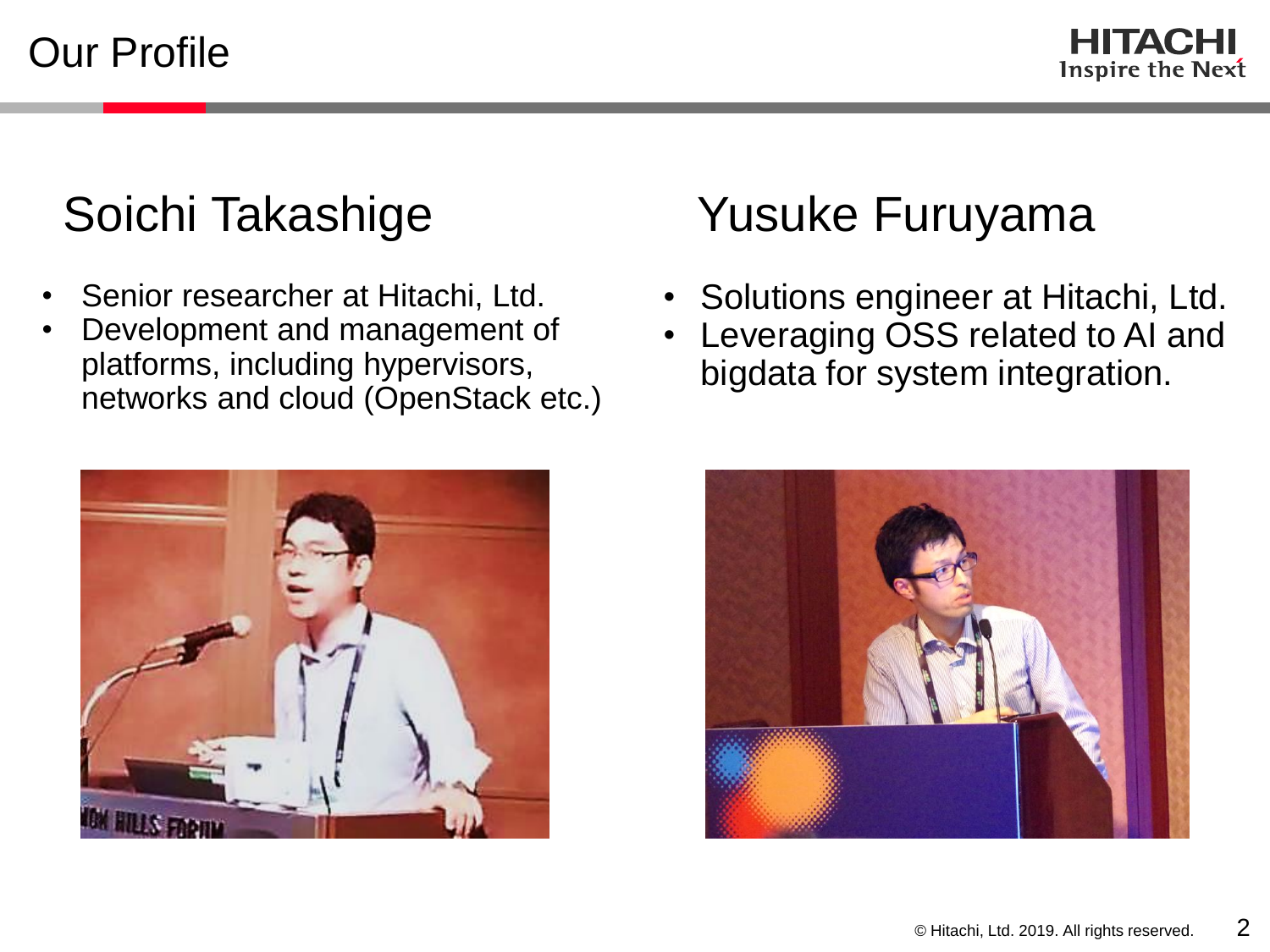# Our Profile

## Soichi Takashige

- Senior researcher at Hitachi, Ltd.
- Development and management of platforms, including hypervisors, networks and cloud (OpenStack etc.)

## Yusuke Furuyama

- Solutions engineer at Hitachi, Ltd.
- Leveraging OSS related to AI and bigdata for system integration.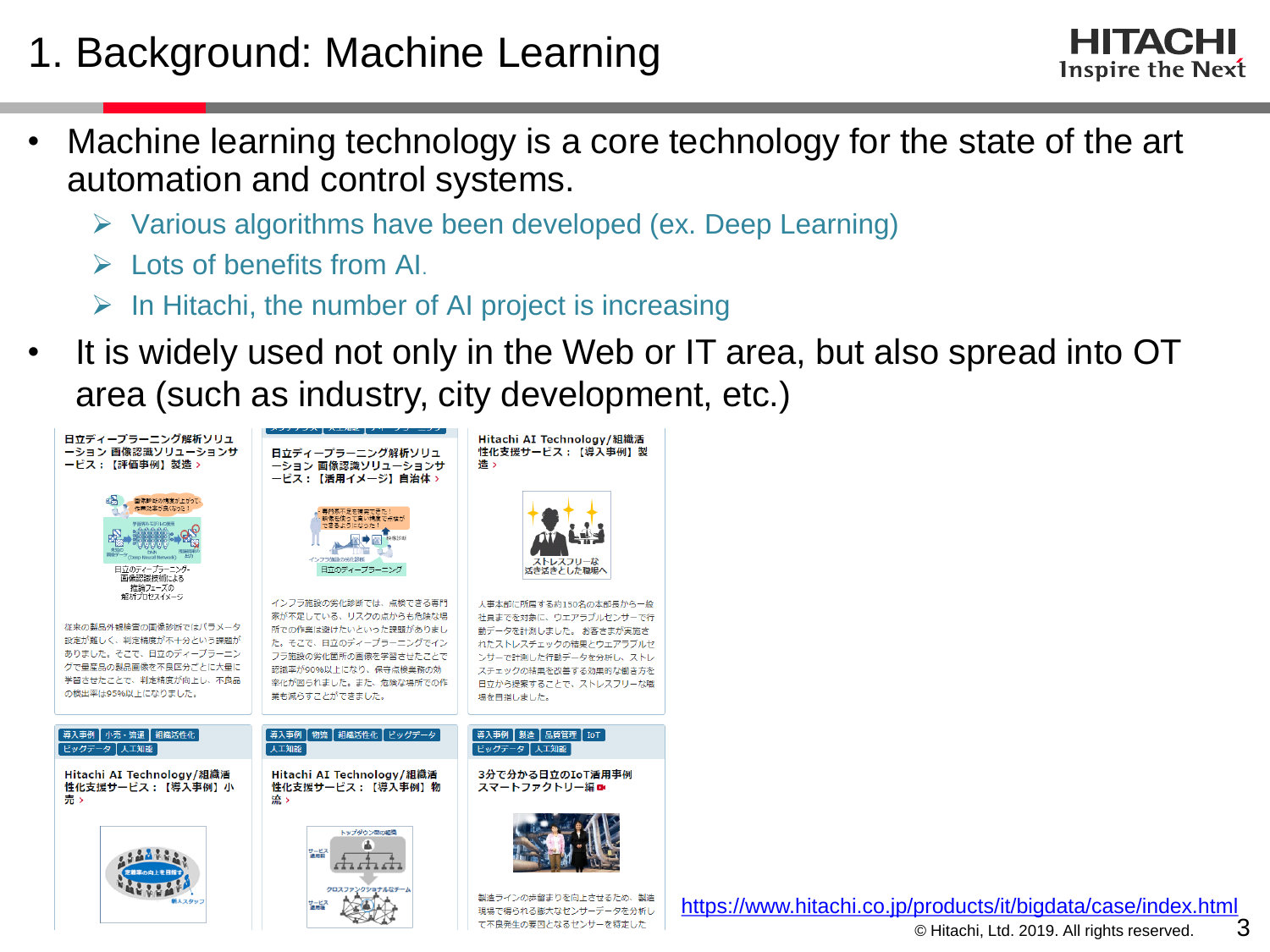# 1. Background: Machine Learning

- Machine learning technology is a core technology for the state of the art automation and control systems.
  - Various algorithms have been developed (ex. Deep Learning)
  - Lots of benefits from AI.
  - In Hitachi, the number of AI project is increasing
- It is widely used not only in the Web or IT area, but also spread into OT area (such as industry, city development, etc.)

日立ディープラーニング解析ソリューション 画像認識ソリューションサービス：【評価事例】製造 ›

従来の製品外観検査の画像診断ではパラメータ設定が難しく、判定精度が不十分という課題がありました。そこで、日立のディープラーニングで量産品の製品画像を不良区分ごとに大量に学習させたことで、判定精度が向上し、不良品の検出率は95%以上になりました。

日立ディープラーニング解析ソリューション 画像認識ソリューションサービス：【活用イメージ】自治体 ›

インフラ施設の劣化診断では、点検できる専門家が不足している、リスクの点からも危険な場所での作業は避けたいといった課題がありました。そこで、日立のディープラーニングでインフラ施設の劣化箇所の画像を学習させたことで認識率が90%以上になり、保守点検業務の効率化が図られました。また、危険な場所での作業も減らすことができました。

Hitachi AI Technology/組織活性化支援サービス：【導入事例】製造 ›

人事本部に所属する約150名の本部長から一般社員までを対象に、ウエアラブルセンサーで行動データを計測しました。お客さまが実施されたストレスチェックの結果とウエアラブルセンサーで計測した行動データを分析し、ストレスチェックの結果を改善する効果的な働き方を日立から提案することで、ストレスフリーな職場を目指しました。

導入事例 | 小売・流通 | 組織活性化 | ビッグデータ | 人工知能

Hitachi AI Technology/組織活性化支援サービス：【導入事例】小売 ›

導入事例 | 物流 | 組織活性化 | ビッグデータ | 人工知能

Hitachi AI Technology/組織活性化支援サービス：【導入事例】物流 ›

導入事例 | 製造 | 品質管理 | IoT | ビッグデータ | 人工知能

3分で分かる日立のIoT活用事例 スマートファクトリー編

製造ラインの歩留まりを向上させるため、製造現場で得られる膨大なセンサーデータを分析して不良発生の要因となるセンサーを特定した

https://www.hitachi.co.jp/products/it/bigdata/case/index.html

© Hitachi, Ltd. 2019. All rights reserved.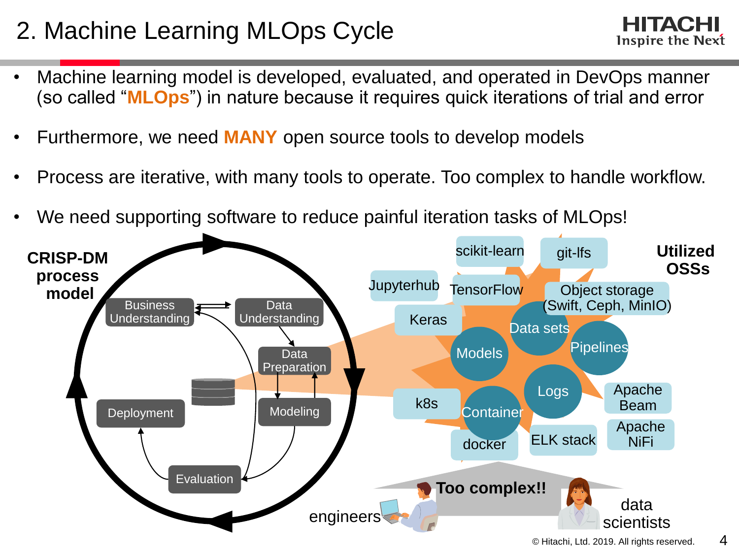# 2. Machine Learning MLOps Cycle

- Machine learning model is developed, evaluated, and operated in DevOps manner (so called "**MLOps**") in nature because it requires quick iterations of trial and error
- Furthermore, we need **MANY** open source tools to develop models
- Process are iterative, with many tools to operate. Too complex to handle workflow.
- We need supporting software to reduce painful iteration tasks of MLOps!

**CRISP-DM process model**

Business Understanding, Data Understanding, Data Preparation, Modeling, Evaluation, Deployment

**Utilized OSSs**

scikit-learn, git-lfs, Jupyterhub, TensorFlow, Object storage (Swift, Ceph, MinIO), Keras, Data sets, Models, Pipelines, Logs, Container, k8s, docker, ELK stack, Apache Beam, Apache NiFi

**Too complex!!**

engineers — data scientists

© Hitachi, Ltd. 2019. All rights reserved.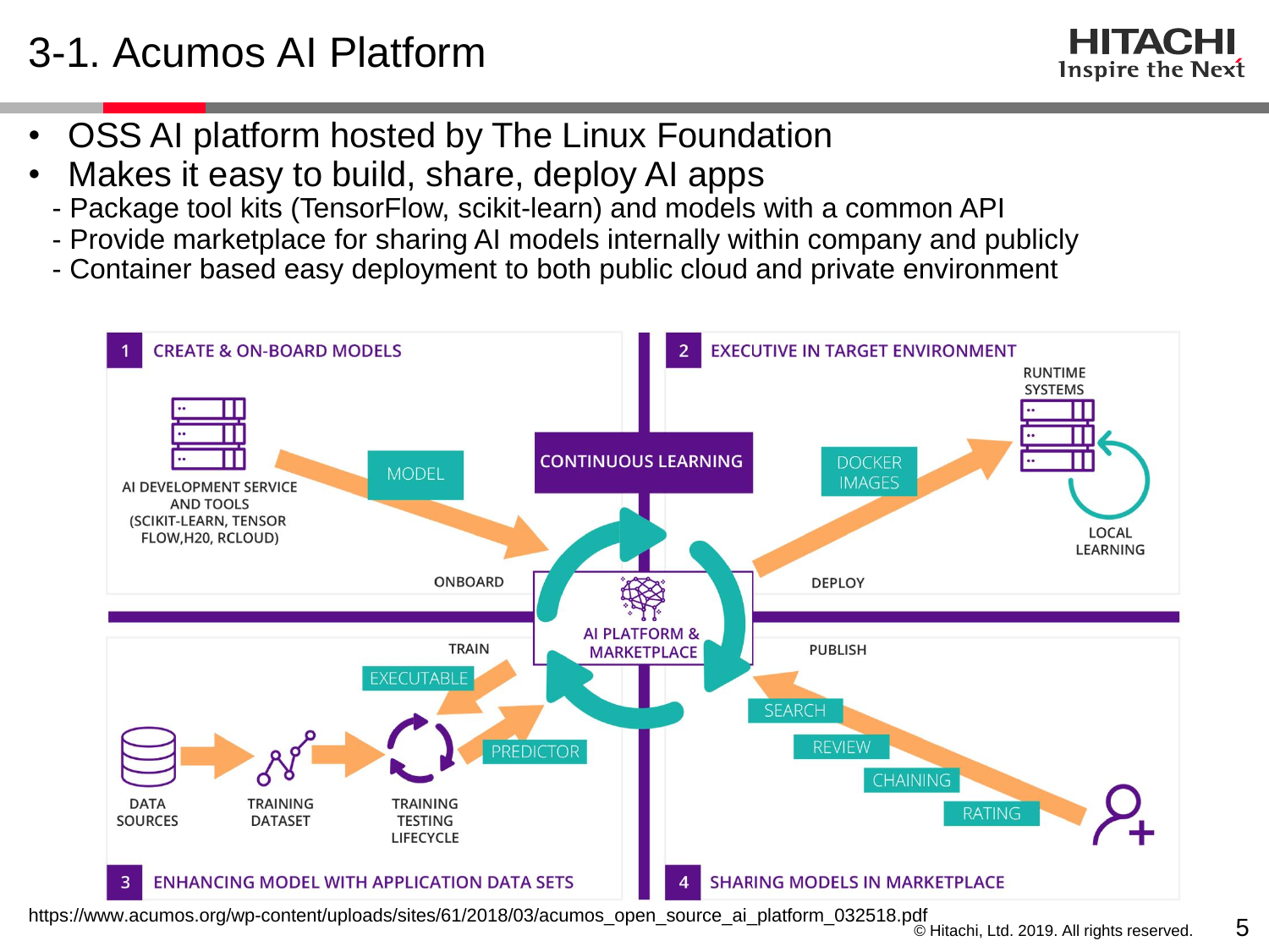# 3-1. Acumos AI Platform

- OSS AI platform hosted by The Linux Foundation
- Makes it easy to build, share, deploy AI apps
  - Package tool kits (TensorFlow, scikit-learn) and models with a common API
  - Provide marketplace for sharing AI models internally within company and publicly
  - Container based easy deployment to both public cloud and private environment

1 CREATE & ON-BOARD MODELS

AI DEVELOPMENT SERVICE AND TOOLS (SCIKIT-LEARN, TENSOR FLOW,H20, RCLOUD)

MODEL

ONBOARD

2 EXECUTIVE IN TARGET ENVIRONMENT

RUNTIME SYSTEMS

DOCKER IMAGES

LOCAL LEARNING

DEPLOY

CONTINUOUS LEARNING

AI PLATFORM & MARKETPLACE

TRAIN

EXECUTABLE

PREDICTOR

DATA SOURCES

TRAINING DATASET

TRAINING TESTING LIFECYCLE

3 ENHANCING MODEL WITH APPLICATION DATA SETS

PUBLISH

SEARCH

REVIEW

CHAINING

RATING

4 SHARING MODELS IN MARKETPLACE

https://www.acumos.org/wp-content/uploads/sites/61/2018/03/acumos_open_source_ai_platform_032518.pdf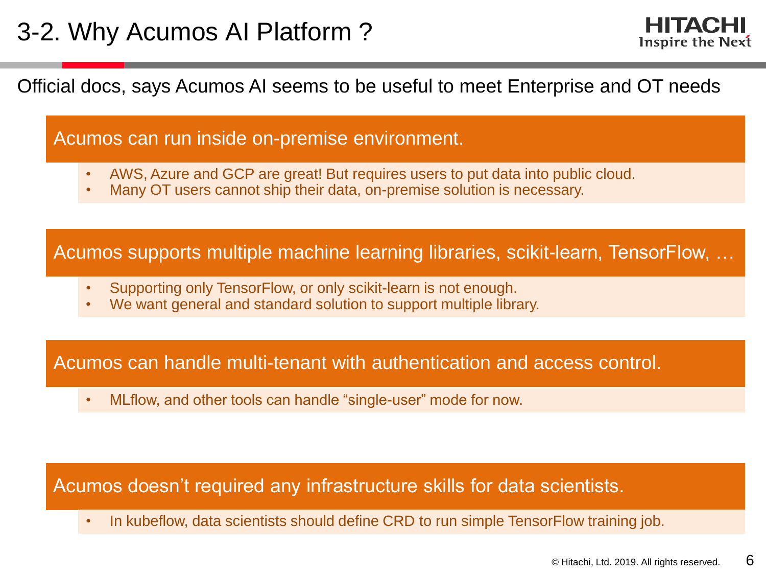# 3-2. Why Acumos AI Platform ?

Official docs, says Acumos AI seems to be useful to meet Enterprise and OT needs

### Acumos can run inside on-premise environment.

- AWS, Azure and GCP are great! But requires users to put data into public cloud.
- Many OT users cannot ship their data, on-premise solution is necessary.

### Acumos supports multiple machine learning libraries, scikit-learn, TensorFlow, …

- Supporting only TensorFlow, or only scikit-learn is not enough.
- We want general and standard solution to support multiple library.

### Acumos can handle multi-tenant with authentication and access control.

- MLflow, and other tools can handle “single-user” mode for now.

### Acumos doesn’t required any infrastructure skills for data scientists.

- In kubeflow, data scientists should define CRD to run simple TensorFlow training job.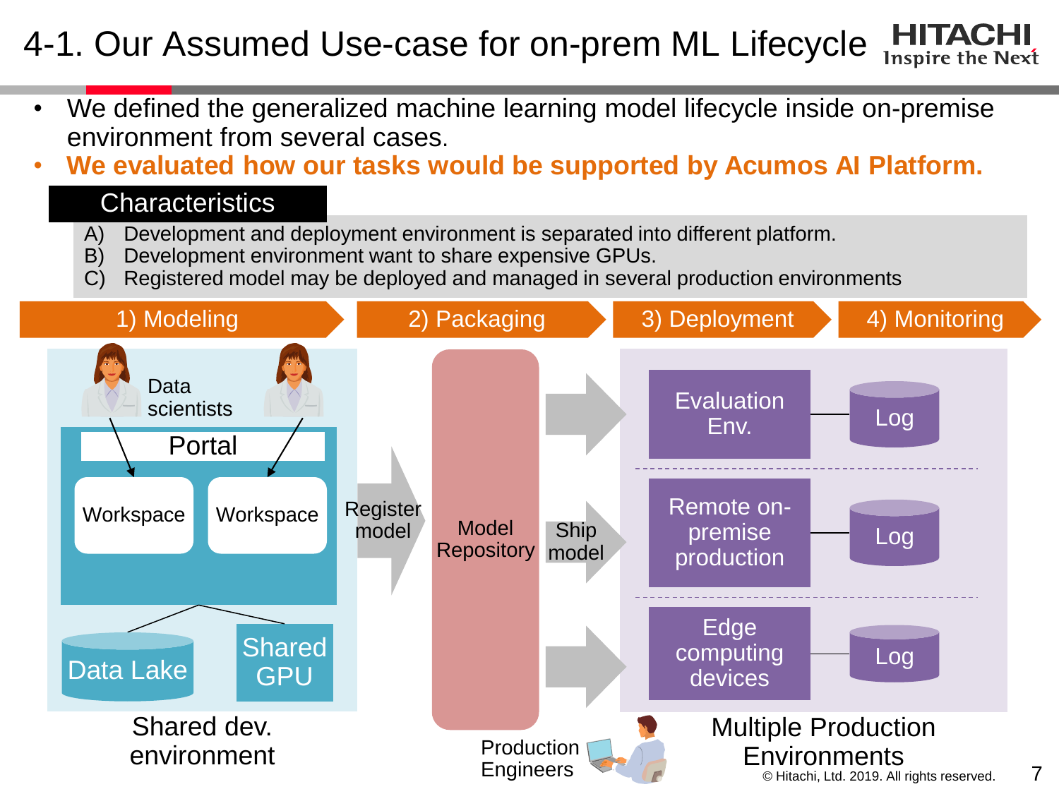# 4-1. Our Assumed Use-case for on-prem ML Lifecycle

- We defined the generalized machine learning model lifecycle inside on-premise environment from several cases.
- **We evaluated how our tasks would be supported by Acumos AI Platform.**

**Characteristics**

A) Development and deployment environment is separated into different platform.
B) Development environment want to share expensive GPUs.
C) Registered model may be deployed and managed in several production environments

1) Modeling → 2) Packaging → 3) Deployment → 4) Monitoring

**1) Modeling — Shared dev. environment**

- Data scientists
- Portal
- Workspace
- Workspace
- Data Lake
- Shared GPU

Register model →

**2) Packaging**

- Model Repository

Ship model →

**3) Deployment / 4) Monitoring — Multiple Production Environments**

- Evaluation Env. — Log
- Remote on-premise production — Log
- Edge computing devices — Log

Production Engineers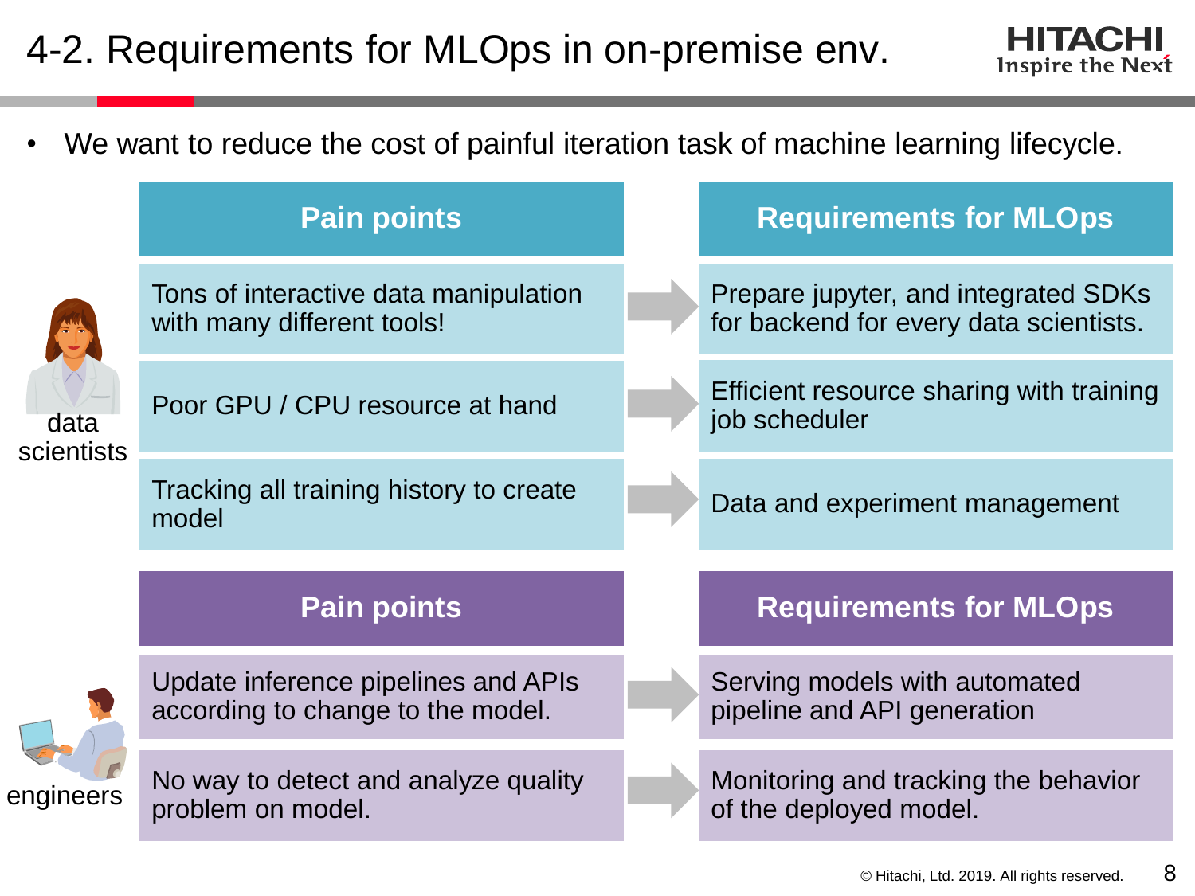# 4-2. Requirements for MLOps in on-premise env.

- We want to reduce the cost of painful iteration task of machine learning lifecycle.

**data scientists**

| Pain points | Requirements for MLOps |
| --- | --- |
| Tons of interactive data manipulation with many different tools! | Prepare jupyter, and integrated SDKs for backend for every data scientists. |
| Poor GPU / CPU resource at hand | Efficient resource sharing with training job scheduler |
| Tracking all training history to create model | Data and experiment management |

**engineers**

| Pain points | Requirements for MLOps |
| --- | --- |
| Update inference pipelines and APIs according to change to the model. | Serving models with automated pipeline and API generation |
| No way to detect and analyze quality problem on model. | Monitoring and tracking the behavior of the deployed model. |

© Hitachi, Ltd. 2019. All rights reserved.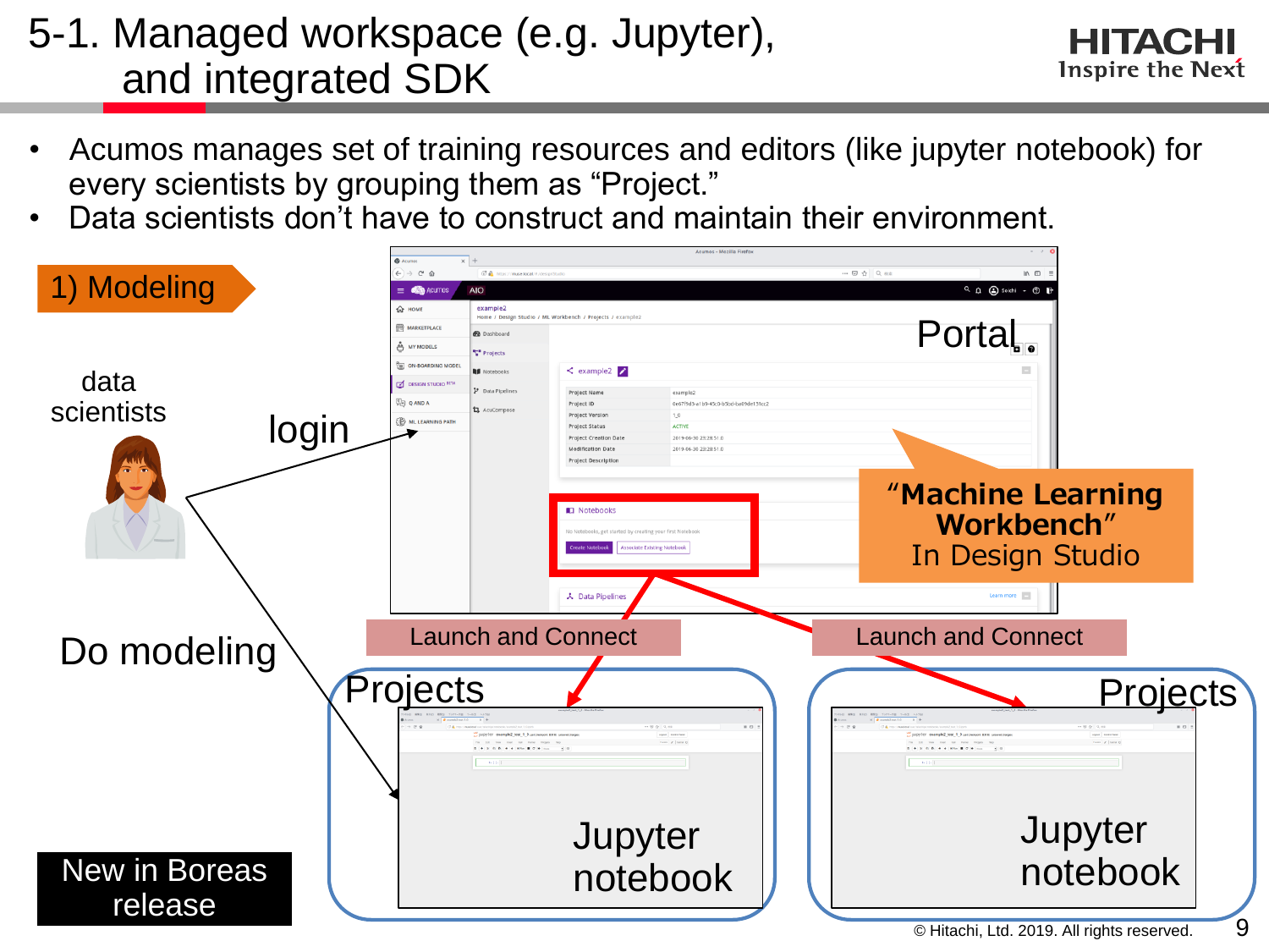# 5-1. Managed workspace (e.g. Jupyter), and integrated SDK

- Acumos manages set of training resources and editors (like jupyter notebook) for every scientists by grouping them as “Project.”
- Data scientists don’t have to construct and maintain their environment.

1) Modeling

data scientists

login

Do modeling

Portal

“Machine Learning Workbench” In Design Studio

Launch and Connect

Launch and Connect

Projects

Jupyter notebook

Projects

Jupyter notebook

New in Boreas release

© Hitachi, Ltd. 2019. All rights reserved.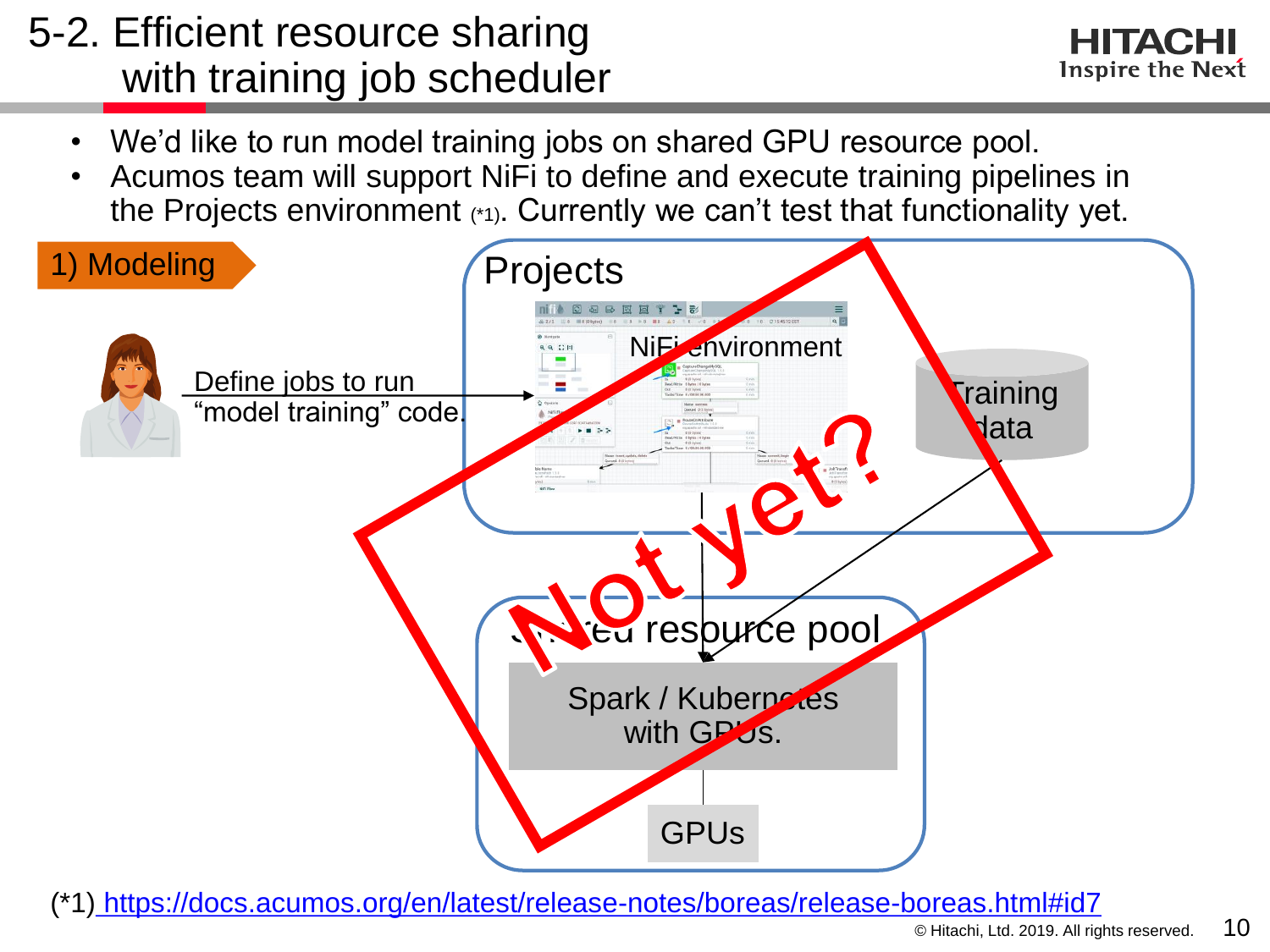# 5-2. Efficient resource sharing with training job scheduler

- We'd like to run model training jobs on shared GPU resource pool.
- Acumos team will support NiFi to define and execute training pipelines in the Projects environment (*1). Currently we can't test that functionality yet.

1) Modeling

Define jobs to run "model training" code.

Projects

NiFi environment

Training data

Shared resource pool

Spark / Kubernetes with GPUs.

GPUs

Not yet?

(*1) https://docs.acumos.org/en/latest/release-notes/boreas/release-boreas.html#id7

© Hitachi, Ltd. 2019. All rights reserved.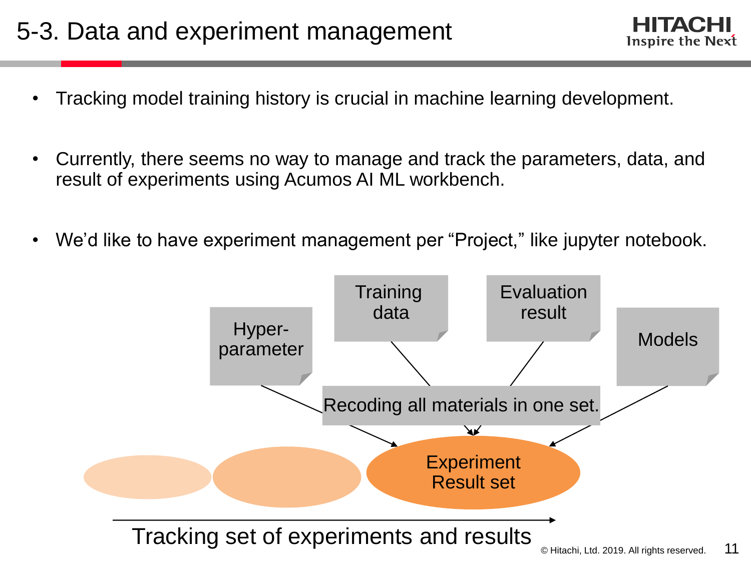# 5-3. Data and experiment management

- Tracking model training history is crucial in machine learning development.
- Currently, there seems no way to manage and track the parameters, data, and result of experiments using Acumos AI ML workbench.
- We'd like to have experiment management per "Project," like jupyter notebook.

Hyper-parameter

Training data

Evaluation result

Models

Recoding all materials in one set.

Experiment Result set

Tracking set of experiments and results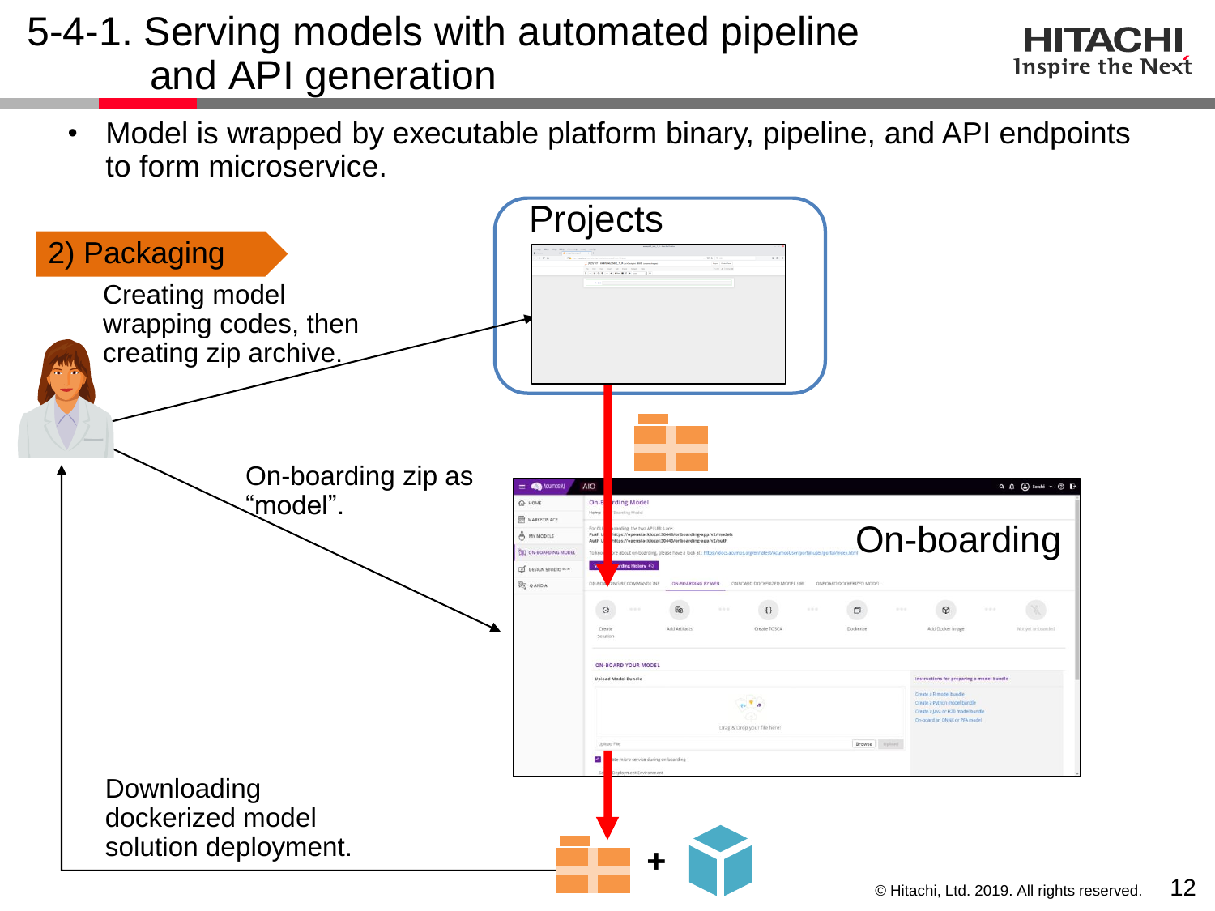# 5-4-1. Serving models with automated pipeline and API generation

- Model is wrapped by executable platform binary, pipeline, and API endpoints to form microservice.

2) Packaging

Creating model wrapping codes, then creating zip archive.

Projects

On-boarding zip as "model".

On-boarding

Downloading dockerized model solution deployment.

\+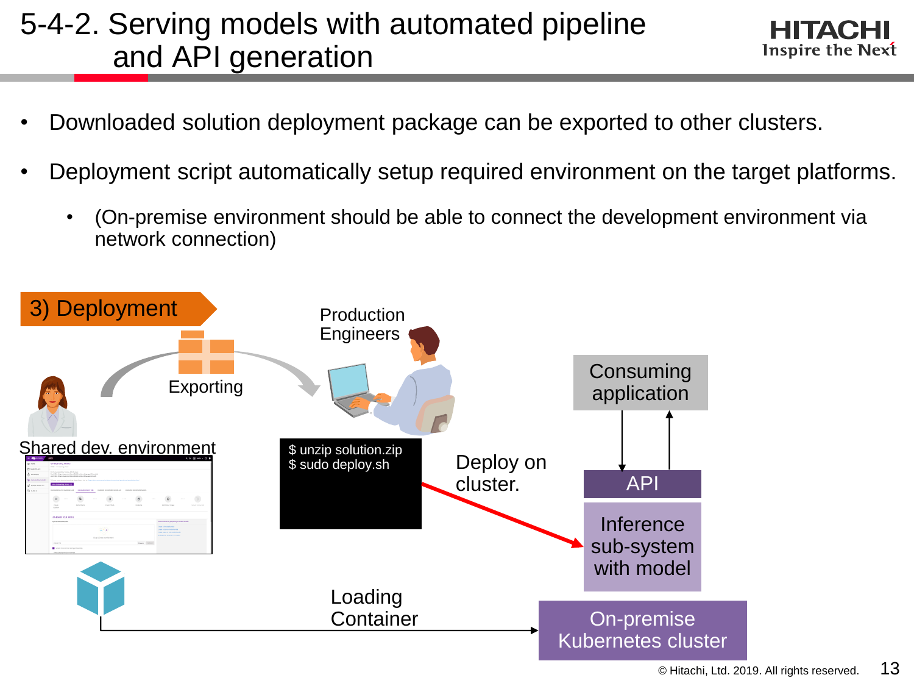# 5-4-2. Serving models with automated pipeline and API generation

- Downloaded solution deployment package can be exported to other clusters.
- Deployment script automatically setup required environment on the target platforms.
  - (On-premise environment should be able to connect the development environment via network connection)

3) Deployment

Exporting

Production Engineers

Shared dev. environment

```
$ unzip solution.zip
$ sudo deploy.sh
```

Deploy on cluster.

Consuming application

API

Inference sub-system with model

Loading Container

On-premise Kubernetes cluster

© Hitachi, Ltd. 2019. All rights reserved.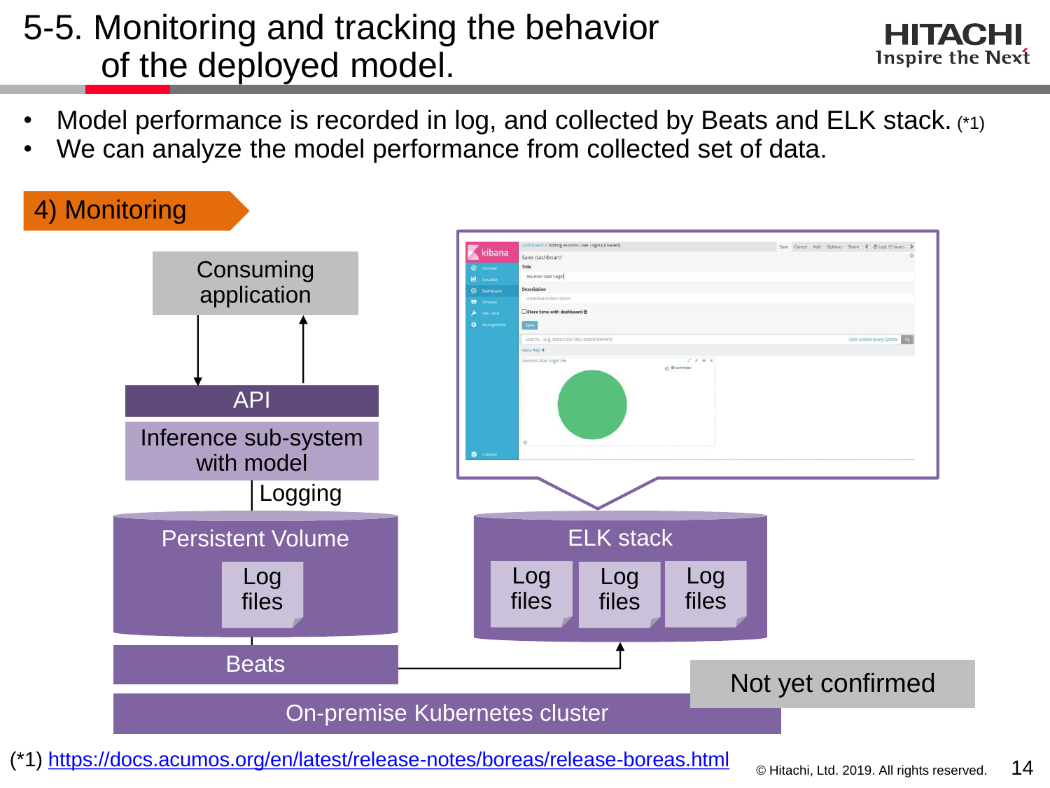# 5-5. Monitoring and tracking the behavior of the deployed model.

- Model performance is recorded in log, and collected by Beats and ELK stack. (*1)
- We can analyze the model performance from collected set of data.

4) Monitoring

Consuming application

API

Inference sub-system with model

Logging

Persistent Volume

Log files

Beats

ELK stack

Log files

Log files

Log files

On-premise Kubernetes cluster

Not yet confirmed

(*1) https://docs.acumos.org/en/latest/release-notes/boreas/release-boreas.html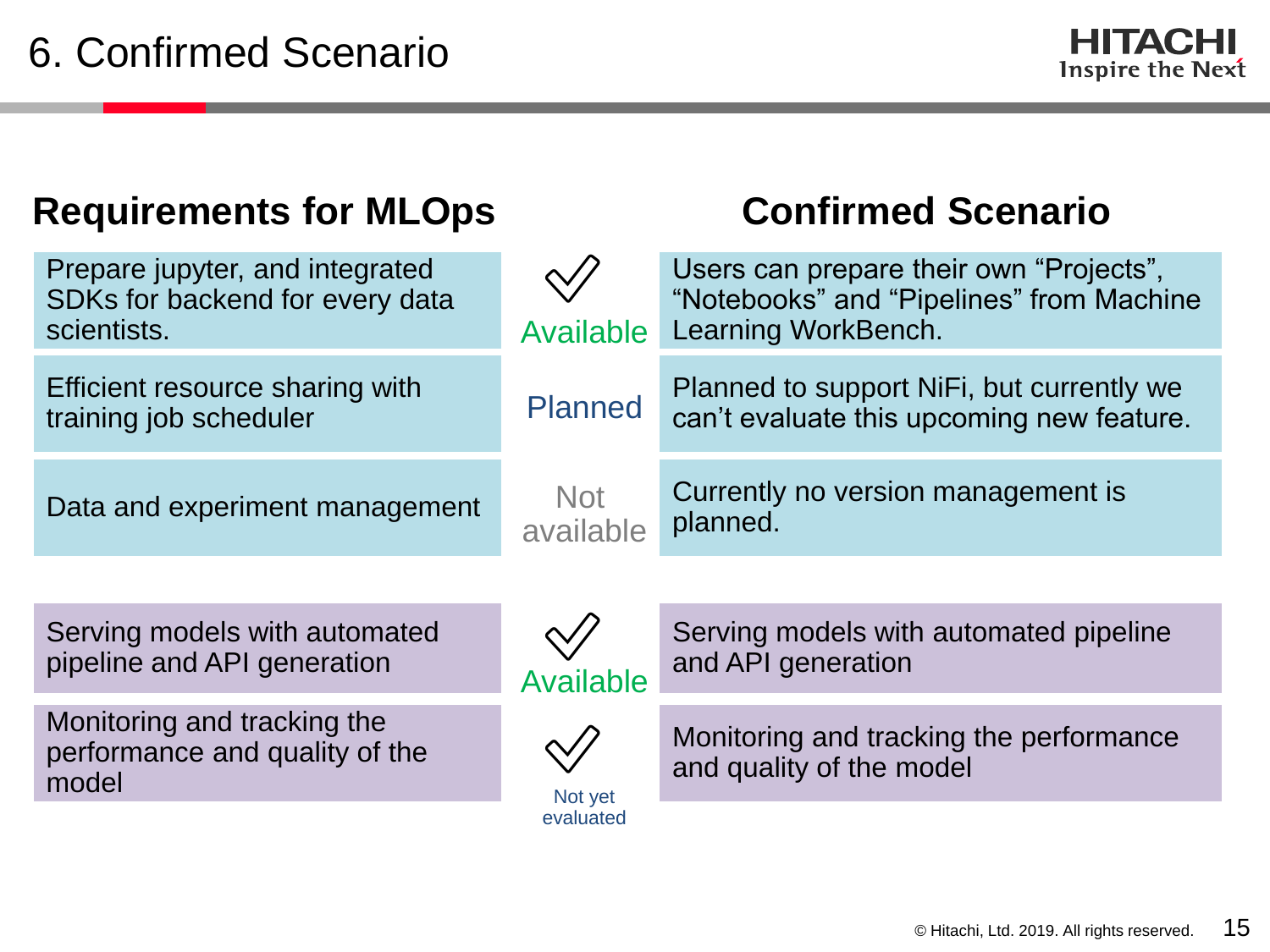# 6. Confirmed Scenario

| Requirements for MLOps | | Confirmed Scenario |
|---|---|---|
| Prepare jupyter, and integrated SDKs for backend for every data scientists. | ✓ Available | Users can prepare their own "Projects", "Notebooks" and "Pipelines" from Machine Learning WorkBench. |
| Efficient resource sharing with training job scheduler | Planned | Planned to support NiFi, but currently we can't evaluate this upcoming new feature. |
| Data and experiment management | Not available | Currently no version management is planned. |
| Serving models with automated pipeline and API generation | ✓ Available | Serving models with automated pipeline and API generation |
| Monitoring and tracking the performance and quality of the model | ✓ Not yet evaluated | Monitoring and tracking the performance and quality of the model |

© Hitachi, Ltd. 2019. All rights reserved.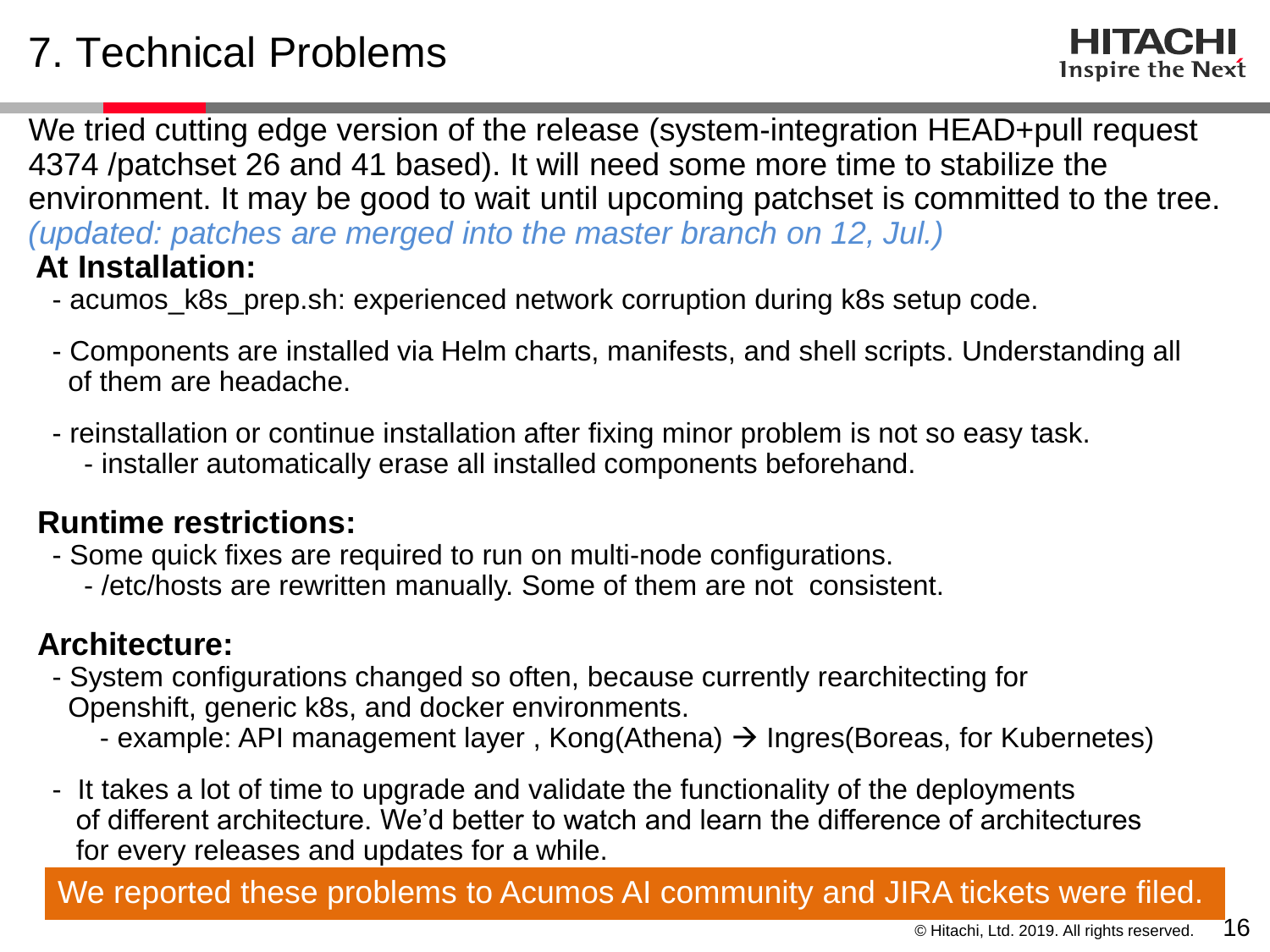# 7. Technical Problems

We tried cutting edge version of the release (system-integration HEAD+pull request 4374 /patchset 26 and 41 based). It will need some more time to stabilize the environment. It may be good to wait until upcoming patchset is committed to the tree. *(updated: patches are merged into the master branch on 12, Jul.)*

**At Installation:**

- acumos_k8s_prep.sh: experienced network corruption during k8s setup code.
- Components are installed via Helm charts, manifests, and shell scripts. Understanding all of them are headache.
- reinstallation or continue installation after fixing minor problem is not so easy task.
  - installer automatically erase all installed components beforehand.

**Runtime restrictions:**

- Some quick fixes are required to run on multi-node configurations.
  - /etc/hosts are rewritten manually. Some of them are not consistent.

**Architecture:**

- System configurations changed so often, because currently rearchitecting for Openshift, generic k8s, and docker environments.
  - example: API management layer , Kong(Athena) → Ingres(Boreas, for Kubernetes)
- It takes a lot of time to upgrade and validate the functionality of the deployments of different architecture. We'd better to watch and learn the difference of architectures for every releases and updates for a while.

We reported these problems to Acumos AI community and JIRA tickets were filed.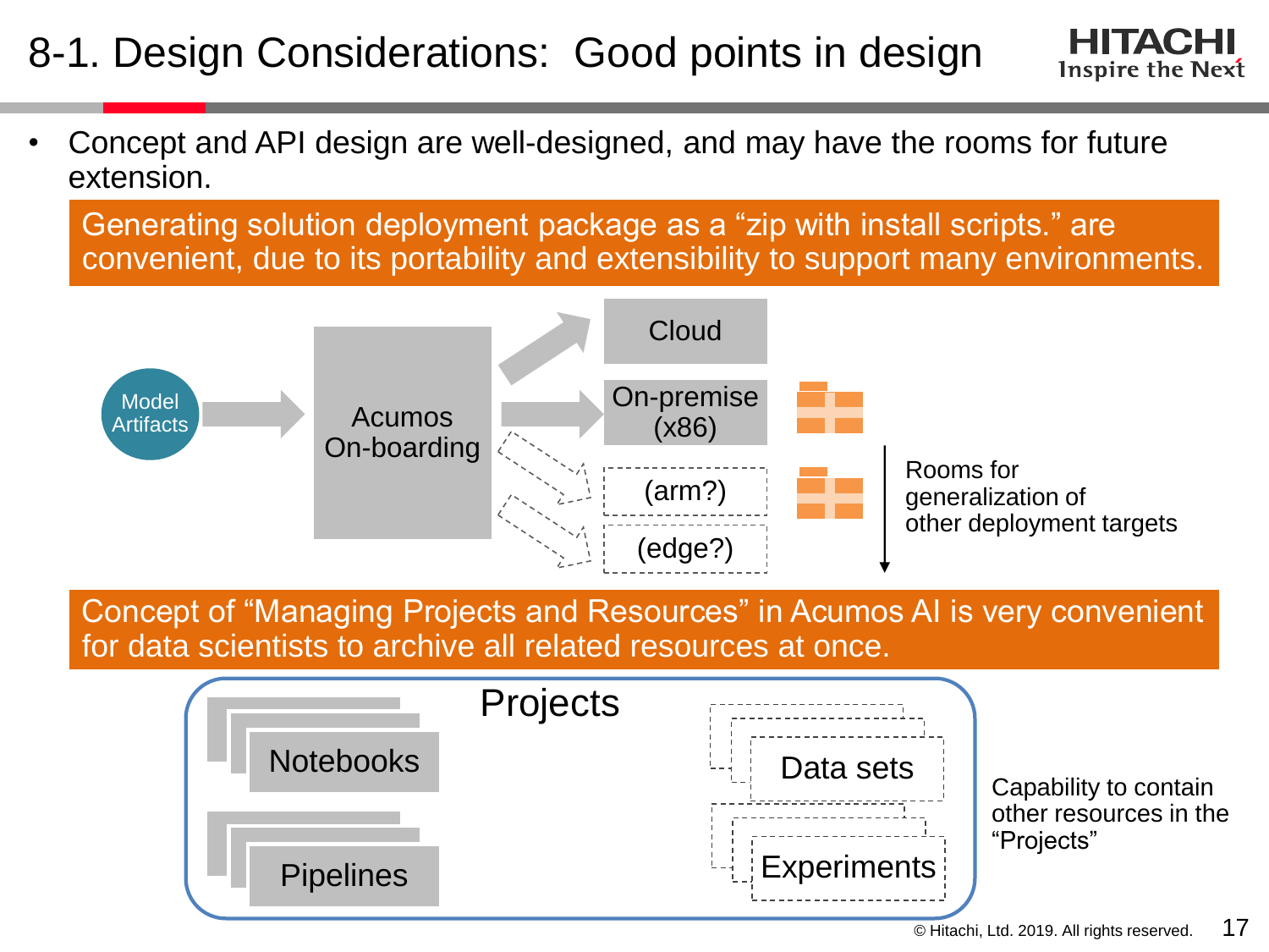# 8-1. Design Considerations: Good points in design

- Concept and API design are well-designed, and may have the rooms for future extension.

**Generating solution deployment package as a "zip with install scripts." are convenient, due to its portability and extensibility to support many environments.**

Model Artifacts → Acumos On-boarding → Cloud / On-premise (x86) / (arm?) / (edge?)

Rooms for generalization of other deployment targets

**Concept of "Managing Projects and Resources" in Acumos AI is very convenient for data scientists to archive all related resources at once.**

Projects: Notebooks, Pipelines, Data sets, Experiments

Capability to contain other resources in the "Projects"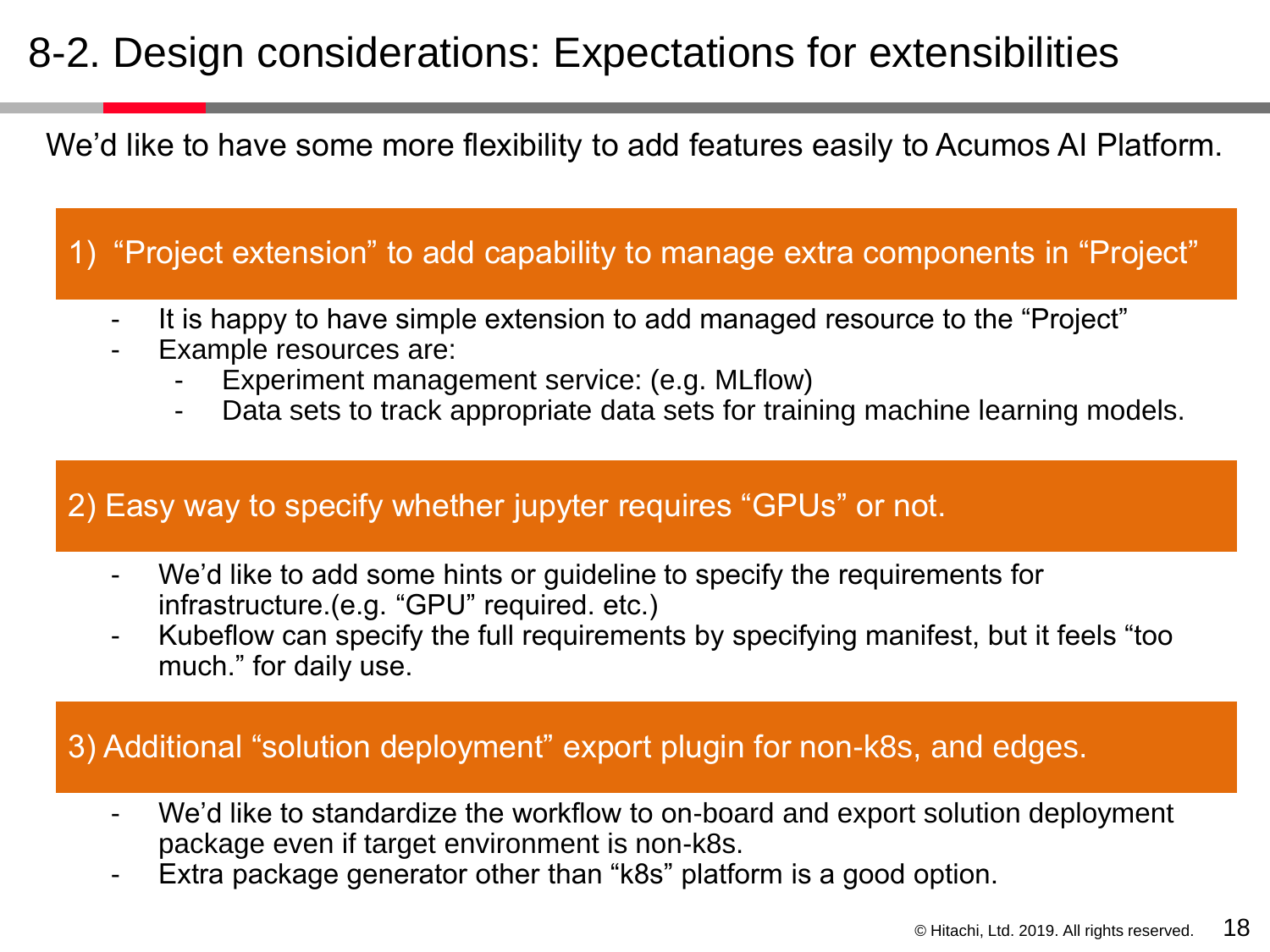# 8-2. Design considerations: Expectations for extensibilities

We'd like to have some more flexibility to add features easily to Acumos AI Platform.

## 1) "Project extension" to add capability to manage extra components in "Project"

- It is happy to have simple extension to add managed resource to the "Project"
- Example resources are:
  - Experiment management service: (e.g. MLflow)
  - Data sets to track appropriate data sets for training machine learning models.

## 2) Easy way to specify whether jupyter requires "GPUs" or not.

- We'd like to add some hints or guideline to specify the requirements for infrastructure.(e.g. "GPU" required. etc.)
- Kubeflow can specify the full requirements by specifying manifest, but it feels "too much." for daily use.

## 3) Additional "solution deployment" export plugin for non-k8s, and edges.

- We'd like to standardize the workflow to on-board and export solution deployment package even if target environment is non-k8s.
- Extra package generator other than "k8s" platform is a good option.

© Hitachi, Ltd. 2019. All rights reserved.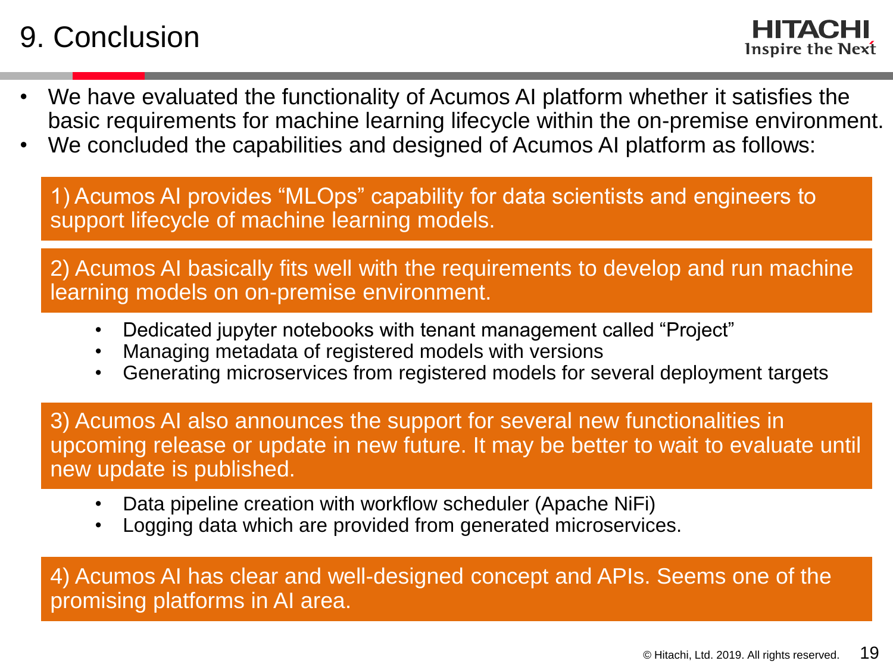# 9. Conclusion

- We have evaluated the functionality of Acumos AI platform whether it satisfies the basic requirements for machine learning lifecycle within the on-premise environment.
- We concluded the capabilities and designed of Acumos AI platform as follows:

1) Acumos AI provides “MLOps” capability for data scientists and engineers to support lifecycle of machine learning models.

2) Acumos AI basically fits well with the requirements to develop and run machine learning models on on-premise environment.

- Dedicated jupyter notebooks with tenant management called “Project”
- Managing metadata of registered models with versions
- Generating microservices from registered models for several deployment targets

3) Acumos AI also announces the support for several new functionalities in upcoming release or update in new future. It may be better to wait to evaluate until new update is published.

- Data pipeline creation with workflow scheduler (Apache NiFi)
- Logging data which are provided from generated microservices.

4) Acumos AI has clear and well-designed concept and APIs. Seems one of the promising platforms in AI area.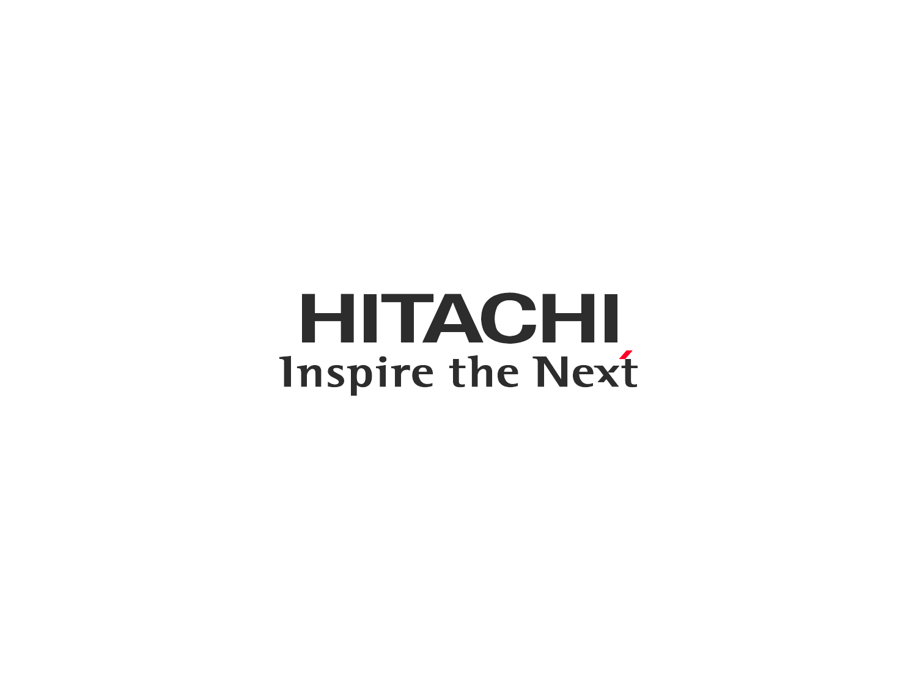HITACHI

Inspire the Next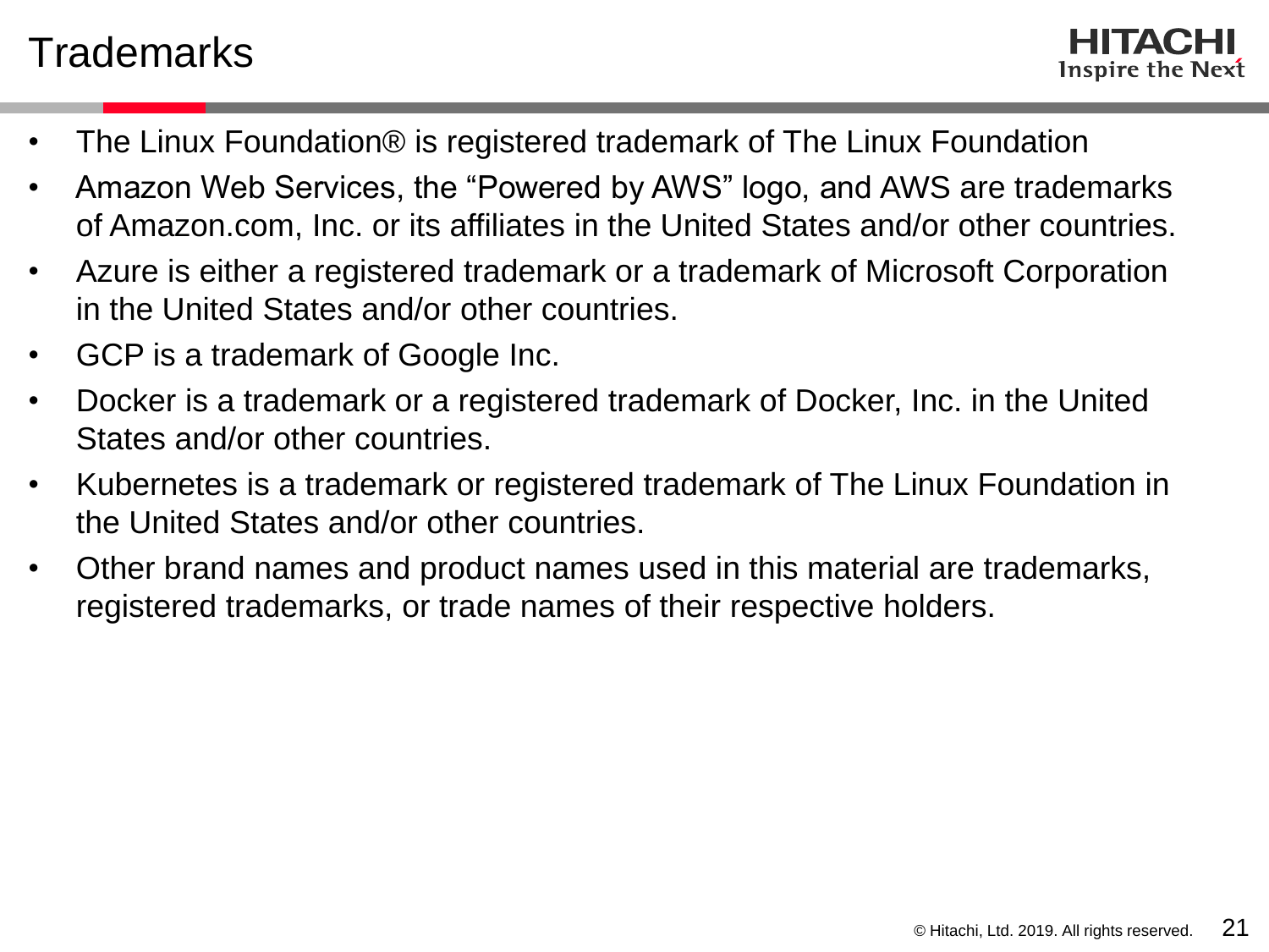# Trademarks

- The Linux Foundation® is registered trademark of The Linux Foundation
- Amazon Web Services, the "Powered by AWS" logo, and AWS are trademarks of Amazon.com, Inc. or its affiliates in the United States and/or other countries.
- Azure is either a registered trademark or a trademark of Microsoft Corporation in the United States and/or other countries.
- GCP is a trademark of Google Inc.
- Docker is a trademark or a registered trademark of Docker, Inc. in the United States and/or other countries.
- Kubernetes is a trademark or registered trademark of The Linux Foundation in the United States and/or other countries.
- Other brand names and product names used in this material are trademarks, registered trademarks, or trade names of their respective holders.